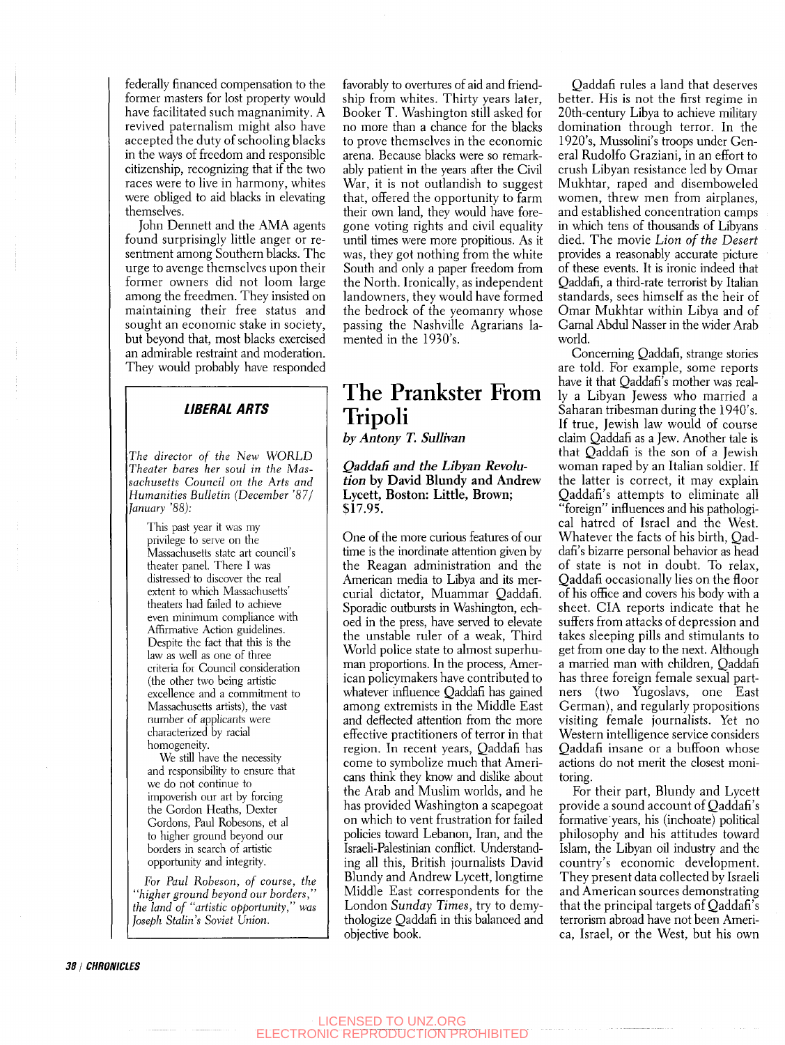federally financed compensation to the former masters for lost property would have facilitated such magnanimity. A revived paternalism might also have accepted the duty of schooling blacks in the ways of freedom and responsible citizenship, recognizing that if the two races were to live in harmony, whites were obliged to aid blacks in elevating themselves.

John Dennett and the AMA agents found surprisingly little anger or resentment among Southern blacks. The urge to avenge themselves upon their former owners did not loom large among the freedmen. They insisted on maintaining their free status and sought an economic stake in society, but beyond that, most blacks exercised an admirable restraint and moderation. They would probably have responded favorably to overtures of aid and friendship from whites. Thirty years later, Booker T. Washington still asked for no more than a chance for the blacks to prove themselves in the economic arena. Because blacks were so remarkably patient in the years after the Civil War, it is not outlandish to suggest that, offered the opportunity to farm their own land, they would have foregone voting rights and civil equality until times were more propitious. As it was, they got nothing from the white South and only a paper freedom from the North. Ironically, as independent landowners, they would have formed the bedrock of the yeomanry whose passing the Nashville Agrarians lamented in the 1930's.

> **LIBERAL ARTS**
>
> *The director of the New WORLD Theater bares her soul in the Massachusetts Council on the Arts and Humanities Bulletin (December '87/January '88):*
>
> This past year it was my privilege to serve on the Massachusetts state art council's theater panel. There I was distressed to discover the real extent to which Massachusetts' theaters had failed to achieve even minimum compliance with Affirmative Action guidelines. Despite the fact that this is the law as well as one of three criteria for Council consideration (the other two being artistic excellence and a commitment to Massachusetts artists), the vast number of applicants were characterized by racial homogeneity.
>
> We still have the necessity and responsibility to ensure that we do not continue to impoverish our art by forcing the Gordon Heaths, Dexter Gordons, Paul Robesons, et al to higher ground beyond our borders in search of artistic opportunity and integrity.
>
> *For Paul Robeson, of course, the "higher ground beyond our borders," the land of "artistic opportunity," was Joseph Stalin's Soviet Union.*

# The Prankster From Tripoli

*by Antony T. Sullivan*

***Qaddafi and the Libyan Revolution* by David Blundy and Andrew Lycett, Boston: Little, Brown; $17.95.**

One of the more curious features of our time is the inordinate attention given by the Reagan administration and the American media to Libya and its mercurial dictator, Muammar Qaddafi. Sporadic outbursts in Washington, echoed in the press, have served to elevate the unstable ruler of a weak, Third World police state to almost superhuman proportions. In the process, American policymakers have contributed to whatever influence Qaddafi has gained among extremists in the Middle East and deflected attention from the more effective practitioners of terror in that region. In recent years, Qaddafi has come to symbolize much that Americans think they know and dislike about the Arab and Muslim worlds, and he has provided Washington a scapegoat on which to vent frustration for failed policies toward Lebanon, Iran, and the Israeli-Palestinian conflict. Understanding all this, British journalists David Blundy and Andrew Lycett, longtime Middle East correspondents for the London *Sunday Times*, try to demythologize Qaddafi in this balanced and objective book.

Qaddafi rules a land that deserves better. His is not the first regime in 20th-century Libya to achieve military domination through terror. In the 1920's, Mussolini's troops under General Rudolfo Graziani, in an effort to crush Libyan resistance led by Omar Mukhtar, raped and disemboweled women, threw men from airplanes, and established concentration camps in which tens of thousands of Libyans died. The movie *Lion of the Desert* provides a reasonably accurate picture of these events. It is ironic indeed that Qaddafi, a third-rate terrorist by Italian standards, sees himself as the heir of Omar Mukhtar within Libya and of Gamal Abdul Nasser in the wider Arab world.

Concerning Qaddafi, strange stories are told. For example, some reports have it that Qaddafi's mother was really a Libyan Jewess who married a Saharan tribesman during the 1940's. If true, Jewish law would of course claim Qaddafi as a Jew. Another tale is that Qaddafi is the son of a Jewish woman raped by an Italian soldier. If the latter is correct, it may explain Qaddafi's attempts to eliminate all "foreign" influences and his pathological hatred of Israel and the West. Whatever the facts of his birth, Qaddafi's bizarre personal behavior as head of state is not in doubt. To relax, Qaddafi occasionally lies on the floor of his office and covers his body with a sheet. CIA reports indicate that he suffers from attacks of depression and takes sleeping pills and stimulants to get from one day to the next. Although a married man with children, Qaddafi has three foreign female sexual partners (two Yugoslavs, one East German), and regularly propositions visiting female journalists. Yet no Western intelligence service considers Qaddafi insane or a buffoon whose actions do not merit the closest monitoring.

For their part, Blundy and Lycett provide a sound account of Qaddafi's formative years, his (inchoate) political philosophy and his attitudes toward Islam, the Libyan oil industry and the country's economic development. They present data collected by Israeli and American sources demonstrating that the principal targets of Qaddafi's terrorism abroad have not been America, Israel, or the West, but his own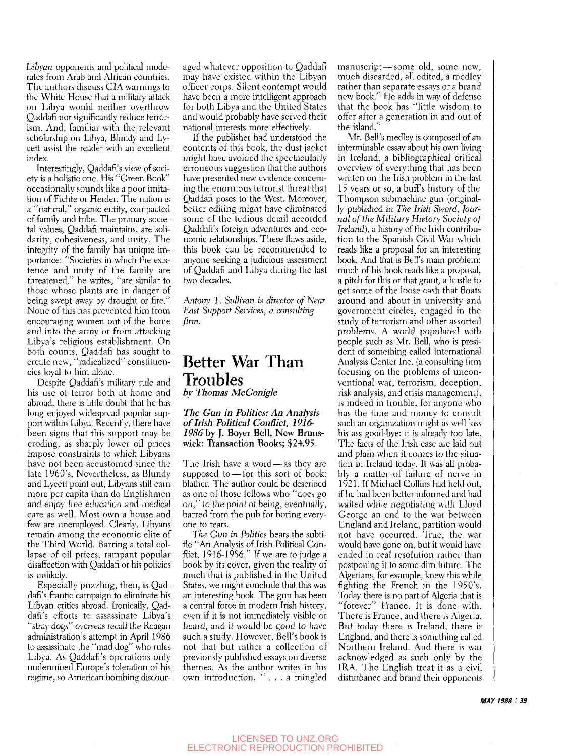*Libyan* opponents and political moderates from Arab and African countries. The authors discuss CIA warnings to the White House that a military attack on Libya would neither overthrow Qaddafi nor significantly reduce terrorism. And, familiar with the relevant scholarship on Libya, Blundy and Lycett assist the reader with an excellent index.

Interestingly, Qaddafi's view of society is a holistic one. His "Green Book" occasionally sounds like a poor imitation of Fichte or Herder. The nation is a "natural," organic entity, compacted of family and tribe. The primary societal values, Qaddafi maintains, are solidarity, cohesiveness, and unity. The integrity of the family has unique importance: "Societies in which the existence and unity of the family are threatened," he writes, "are similar to those whose plants are in danger of being swept away by drought or fire." None of this has prevented him from encouraging women out of the home and into the army or from attacking Libya's religious establishment. On both counts, Qaddafi has sought to create new, "radicalized" constituencies loyal to him alone.

Despite Qaddafi's military rule and his use of terror both at home and abroad, there is little doubt that he has long enjoyed widespread popular support within Libya. Recently, there have been signs that this support may be eroding, as sharply lower oil prices impose constraints to which Libyans have not been accustomed since the late 1960's. Nevertheless, as Blundy and Lycett point out, Libyans still earn more per capita than do Englishmen and enjoy free education and medical care as well. Most own a house and few are unemployed. Clearly, Libyans remain among the economic elite of the Third World. Barring a total collapse of oil prices, rampant popular disaffection with Qaddafi or his policies is unlikely.

Especially puzzling, then, is Qaddafi's frantic campaign to eliminate his Libyan critics abroad. Ironically, Qaddafi's efforts to assassinate Libya's "stray dogs" overseas recall the Reagan administration's attempt in April 1986 to assassinate the "mad dog" who rules Libya. As Qaddafi's operations only undermined Europe's toleration of his regime, so American bombing discouraged whatever opposition to Qaddafi may have existed within the Libyan officer corps. Silent contempt would have been a more intelligent approach for both Libya and the United States and would probably have served their national interests more effectively.

If the publisher had understood the contents of this book, the dust jacket might have avoided the spectacularly erroneous suggestion that the authors have presented new evidence concerning the enormous terrorist threat that Qaddafi poses to the West. Moreover, better editing might have eliminated some of the tedious detail accorded Qaddafi's foreign adventures and economic relationships. These flaws aside, this book can be recommended to anyone seeking a judicious assessment of Qaddafi and Libya during the last two decades.

*Antony T. Sullivan is director of Near East Support Services, a consulting firm.*

## Better War Than Troubles

*by Thomas McGonigle*

***The Gun in Politics: An Analysis of Irish Political Conflict, 1916-1986*** **by J. Boyer Bell, New Brunswick: Transaction Books; $24.95.**

The Irish have a word—as they are supposed to—for this sort of book: blather. The author could be described as one of those fellows who "does go on," to the point of being, eventually, barred from the pub for boring everyone to tears.

*The Gun in Politics* bears the subtitle "An Analysis of Irish Political Conflict, 1916-1986." If we are to judge a book by its cover, given the reality of much that is published in the United States, we might conclude that this was an interesting book. The gun has been a central force in modern Irish history, even if it is not immediately visible or heard, and it would be good to have such a study. However, Bell's book is not that but rather a collection of previously published essays on diverse themes. As the author writes in his own introduction, " . . . a mingled manuscript—some old, some new, much discarded, all edited, a medley rather than separate essays or a brand new book." He adds in way of defense that the book has "little wisdom to offer after a generation in and out of the island."

Mr. Bell's medley is composed of an interminable essay about his own living in Ireland, a bibliographical critical overview of everything that has been written on the Irish problem in the last 15 years or so, a buff's history of the Thompson submachine gun (originally published in *The Irish Sword, Journal of the Military History Society of Ireland*), a history of the Irish contribution to the Spanish Civil War which reads like a proposal for an interesting book. And that is Bell's main problem: much of his book reads like a proposal, a pitch for this or that grant, a hustle to get some of the loose cash that floats around and about in university and government circles, engaged in the study of terrorism and other assorted problems. A world populated with people such as Mr. Bell, who is president of something called International Analysis Center Inc. (a consulting firm focusing on the problems of unconventional war, terrorism, deception, risk analysis, and crisis management), is indeed in trouble, for anyone who has the time and money to consult such an organization might as well kiss his ass good-bye: it is already too late. The facts of the Irish case are laid out and plain when it comes to the situation in Ireland today. It was all probably a matter of failure of nerve in 1921. If Michael Collins had held out, if he had been better informed and had waited while negotiating with Lloyd George an end to the war between England and Ireland, partition would not have occurred. True, the war would have gone on, but it would have ended in real resolution rather than postponing it to some dim future. The Algerians, for example, knew this while fighting the French in the 1950's. Today there is no part of Algeria that is "forever" France. It is done with. There is France, and there is Algeria. But today there is Ireland, there is England, and there is something called Northern Ireland. And there is war acknowledged as such only by the IRA. The English treat it as a civil disturbance and brand their opponents